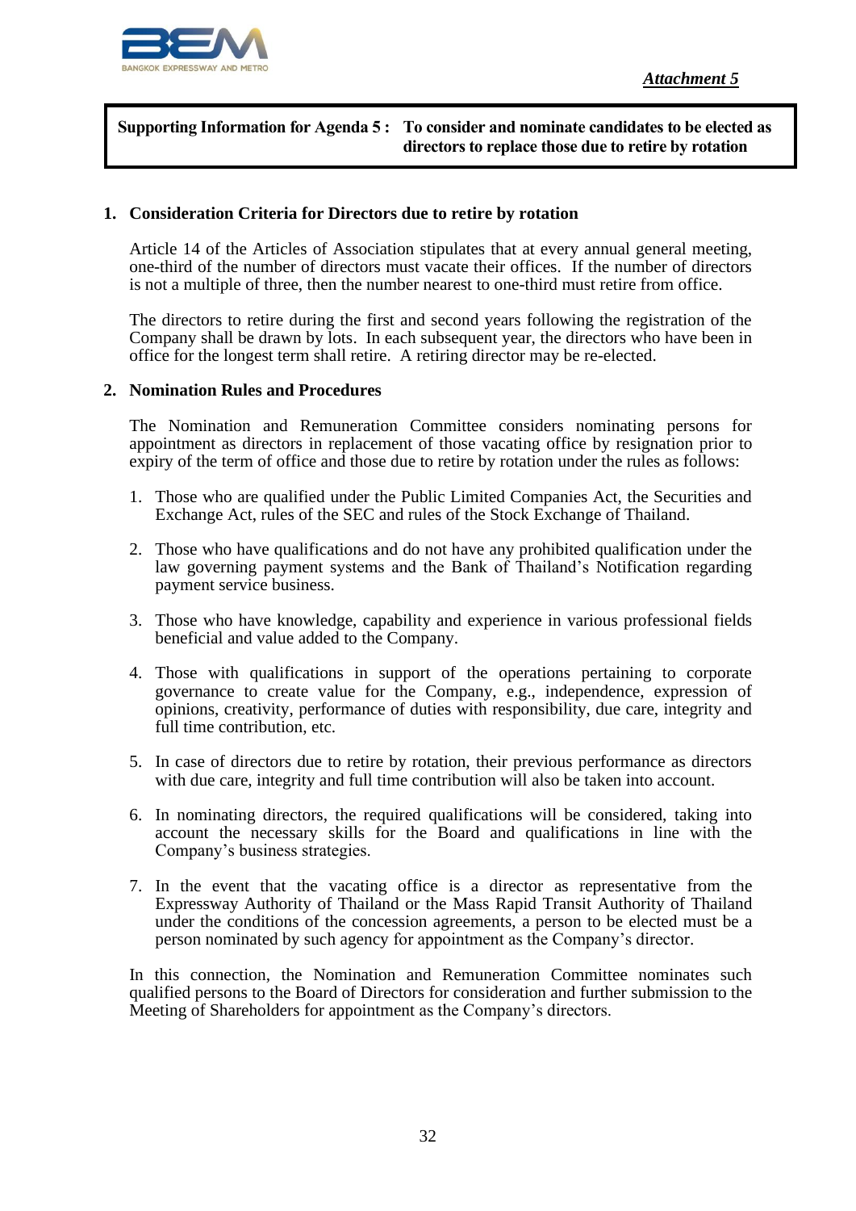*Attachment 5*

**Supporting Information for Agenda 5 : To consider and nominate candidates to be elected as directors to replace those due to retire by rotation**

## 1. Consideration Criteria for Directors due to retire by rotation

Article 14 of the Articles of Association stipulates that at every annual general meeting, one-third of the number of directors must vacate their offices. If the number of directors is not a multiple of three, then the number nearest to one-third must retire from office.

The directors to retire during the first and second years following the registration of the Company shall be drawn by lots. In each subsequent year, the directors who have been in office for the longest term shall retire. A retiring director may be re-elected.

## 2. Nomination Rules and Procedures

The Nomination and Remuneration Committee considers nominating persons for appointment as directors in replacement of those vacating office by resignation prior to expiry of the term of office and those due to retire by rotation under the rules as follows:

1. Those who are qualified under the Public Limited Companies Act, the Securities and Exchange Act, rules of the SEC and rules of the Stock Exchange of Thailand.
2. Those who have qualifications and do not have any prohibited qualification under the law governing payment systems and the Bank of Thailand's Notification regarding payment service business.
3. Those who have knowledge, capability and experience in various professional fields beneficial and value added to the Company.
4. Those with qualifications in support of the operations pertaining to corporate governance to create value for the Company, e.g., independence, expression of opinions, creativity, performance of duties with responsibility, due care, integrity and full time contribution, etc.
5. In case of directors due to retire by rotation, their previous performance as directors with due care, integrity and full time contribution will also be taken into account.
6. In nominating directors, the required qualifications will be considered, taking into account the necessary skills for the Board and qualifications in line with the Company's business strategies.
7. In the event that the vacating office is a director as representative from the Expressway Authority of Thailand or the Mass Rapid Transit Authority of Thailand under the conditions of the concession agreements, a person to be elected must be a person nominated by such agency for appointment as the Company's director.

In this connection, the Nomination and Remuneration Committee nominates such qualified persons to the Board of Directors for consideration and further submission to the Meeting of Shareholders for appointment as the Company's directors.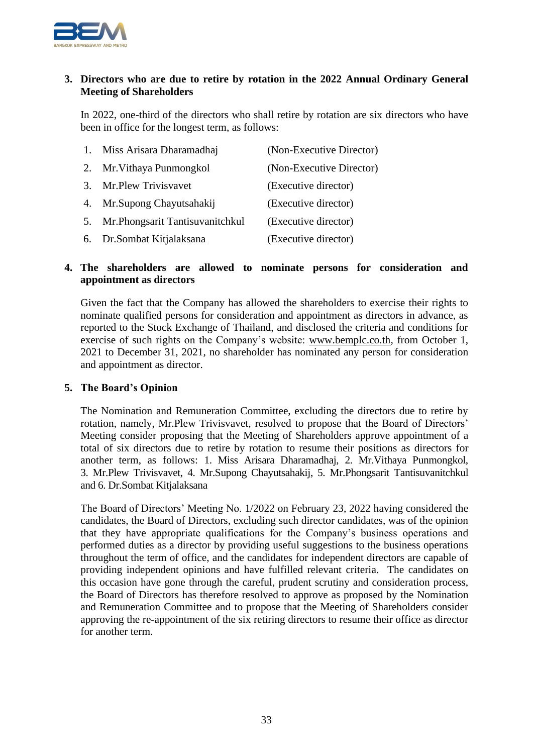**3. Directors who are due to retire by rotation in the 2022 Annual Ordinary General Meeting of Shareholders**

In 2022, one-third of the directors who shall retire by rotation are six directors who have been in office for the longest term, as follows:

1. Miss Arisara Dharamadhaj (Non-Executive Director)
2. Mr.Vithaya Punmongkol (Non-Executive Director)
3. Mr.Plew Trivisvavet (Executive director)
4. Mr.Supong Chayutsahakij (Executive director)
5. Mr.Phongsarit Tantisuvanitchkul (Executive director)
6. Dr.Sombat Kitjalaksana (Executive director)

**4. The shareholders are allowed to nominate persons for consideration and appointment as directors**

Given the fact that the Company has allowed the shareholders to exercise their rights to nominate qualified persons for consideration and appointment as directors in advance, as reported to the Stock Exchange of Thailand, and disclosed the criteria and conditions for exercise of such rights on the Company's website: www.bemplc.co.th, from October 1, 2021 to December 31, 2021, no shareholder has nominated any person for consideration and appointment as director.

**5. The Board's Opinion**

The Nomination and Remuneration Committee, excluding the directors due to retire by rotation, namely, Mr.Plew Trivisvavet, resolved to propose that the Board of Directors' Meeting consider proposing that the Meeting of Shareholders approve appointment of a total of six directors due to retire by rotation to resume their positions as directors for another term, as follows: 1. Miss Arisara Dharamadhaj, 2. Mr.Vithaya Punmongkol, 3. Mr.Plew Trivisvavet, 4. Mr.Supong Chayutsahakij, 5. Mr.Phongsarit Tantisuvanitchkul and 6. Dr.Sombat Kitjalaksana

The Board of Directors' Meeting No. 1/2022 on February 23, 2022 having considered the candidates, the Board of Directors, excluding such director candidates, was of the opinion that they have appropriate qualifications for the Company's business operations and performed duties as a director by providing useful suggestions to the business operations throughout the term of office, and the candidates for independent directors are capable of providing independent opinions and have fulfilled relevant criteria. The candidates on this occasion have gone through the careful, prudent scrutiny and consideration process, the Board of Directors has therefore resolved to approve as proposed by the Nomination and Remuneration Committee and to propose that the Meeting of Shareholders consider approving the re-appointment of the six retiring directors to resume their office as director for another term.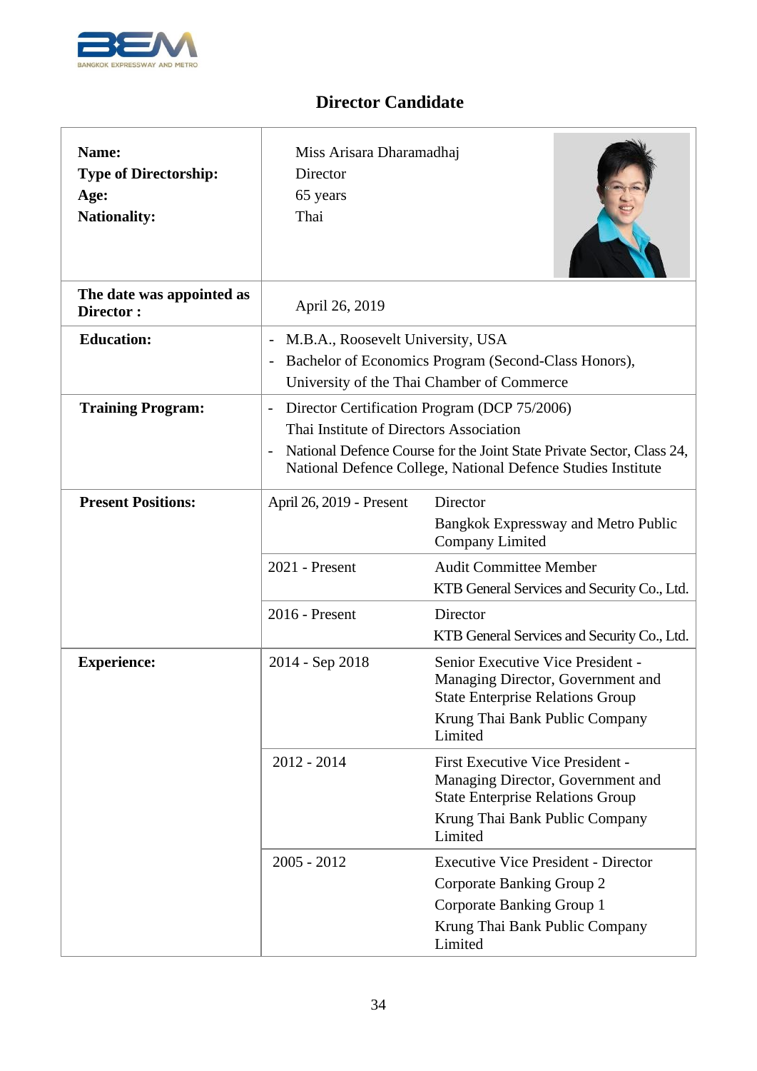## Director Candidate

| | | |
|---|---|---|
| **Name:** | Miss Arisara Dharamadhaj | |
| **Type of Directorship:** | Director | |
| **Age:** | 65 years | |
| **Nationality:** | Thai | |
| **The date was appointed as Director :** | April 26, 2019 | |
| **Education:** | - M.B.A., Roosevelt University, USA<br>- Bachelor of Economics Program (Second-Class Honors), University of the Thai Chamber of Commerce | |
| **Training Program:** | - Director Certification Program (DCP 75/2006) Thai Institute of Directors Association<br>- National Defence Course for the Joint State Private Sector, Class 24, National Defence College, National Defence Studies Institute | |
| **Present Positions:** | April 26, 2019 - Present | Director<br>Bangkok Expressway and Metro Public Company Limited |
| | 2021 - Present | Audit Committee Member<br>KTB General Services and Security Co., Ltd. |
| | 2016 - Present | Director<br>KTB General Services and Security Co., Ltd. |
| **Experience:** | 2014 - Sep 2018 | Senior Executive Vice President - Managing Director, Government and State Enterprise Relations Group<br>Krung Thai Bank Public Company Limited |
| | 2012 - 2014 | First Executive Vice President - Managing Director, Government and State Enterprise Relations Group<br>Krung Thai Bank Public Company Limited |
| | 2005 - 2012 | Executive Vice President - Director<br>Corporate Banking Group 2<br>Corporate Banking Group 1<br>Krung Thai Bank Public Company Limited |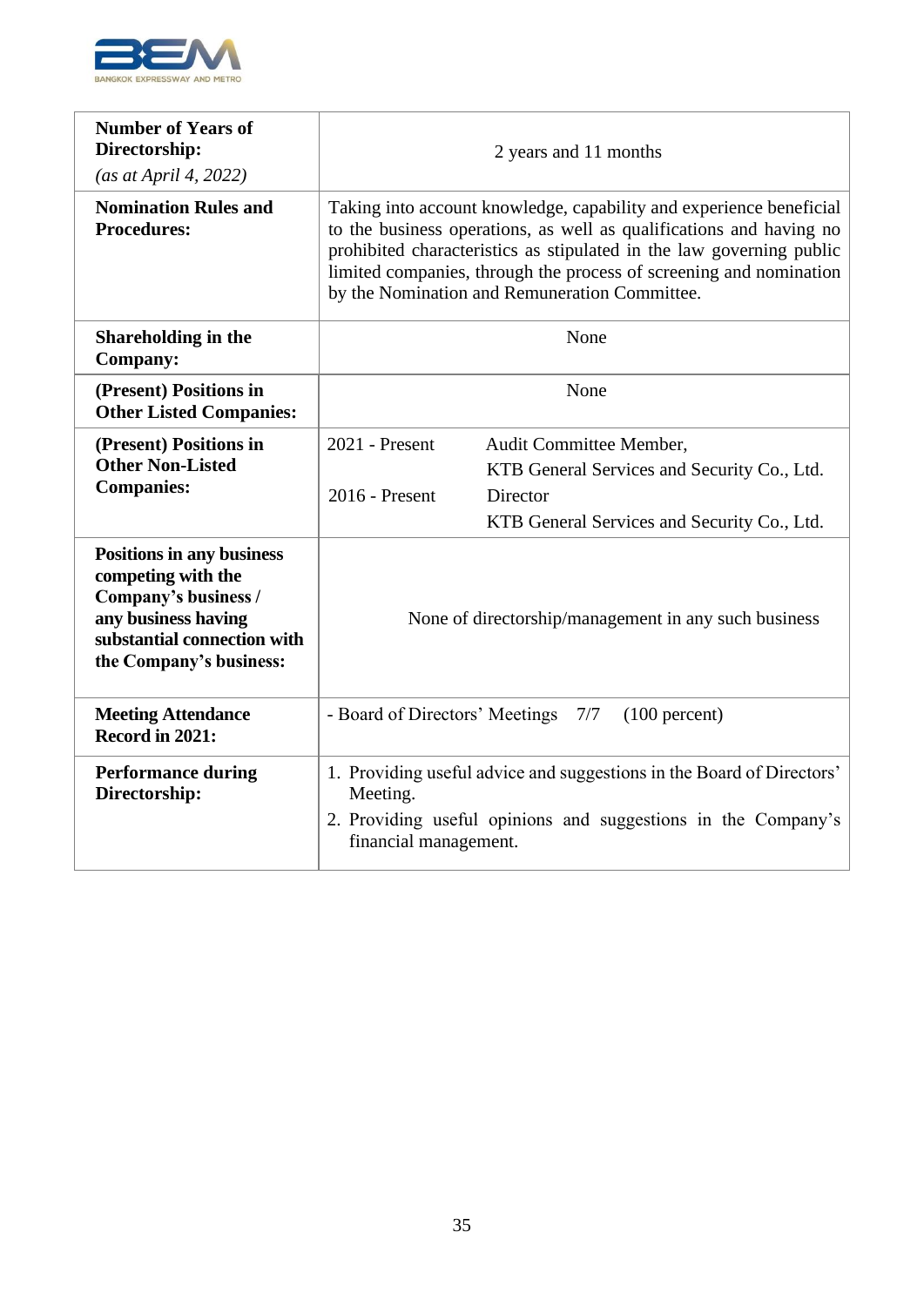| | |
|---|---|
| **Number of Years of Directorship:** *(as at April 4, 2022)* | 2 years and 11 months |
| **Nomination Rules and Procedures:** | Taking into account knowledge, capability and experience beneficial to the business operations, as well as qualifications and having no prohibited characteristics as stipulated in the law governing public limited companies, through the process of screening and nomination by the Nomination and Remuneration Committee. |
| **Shareholding in the Company:** | None |
| **(Present) Positions in Other Listed Companies:** | None |
| **(Present) Positions in Other Non-Listed Companies:** | 2021 - Present: Audit Committee Member, KTB General Services and Security Co., Ltd.<br>2016 - Present: Director, KTB General Services and Security Co., Ltd. |
| **Positions in any business competing with the Company's business / any business having substantial connection with the Company's business:** | None of directorship/management in any such business |
| **Meeting Attendance Record in 2021:** | - Board of Directors' Meetings 7/7 (100 percent) |
| **Performance during Directorship:** | 1. Providing useful advice and suggestions in the Board of Directors' Meeting.<br>2. Providing useful opinions and suggestions in the Company's financial management. |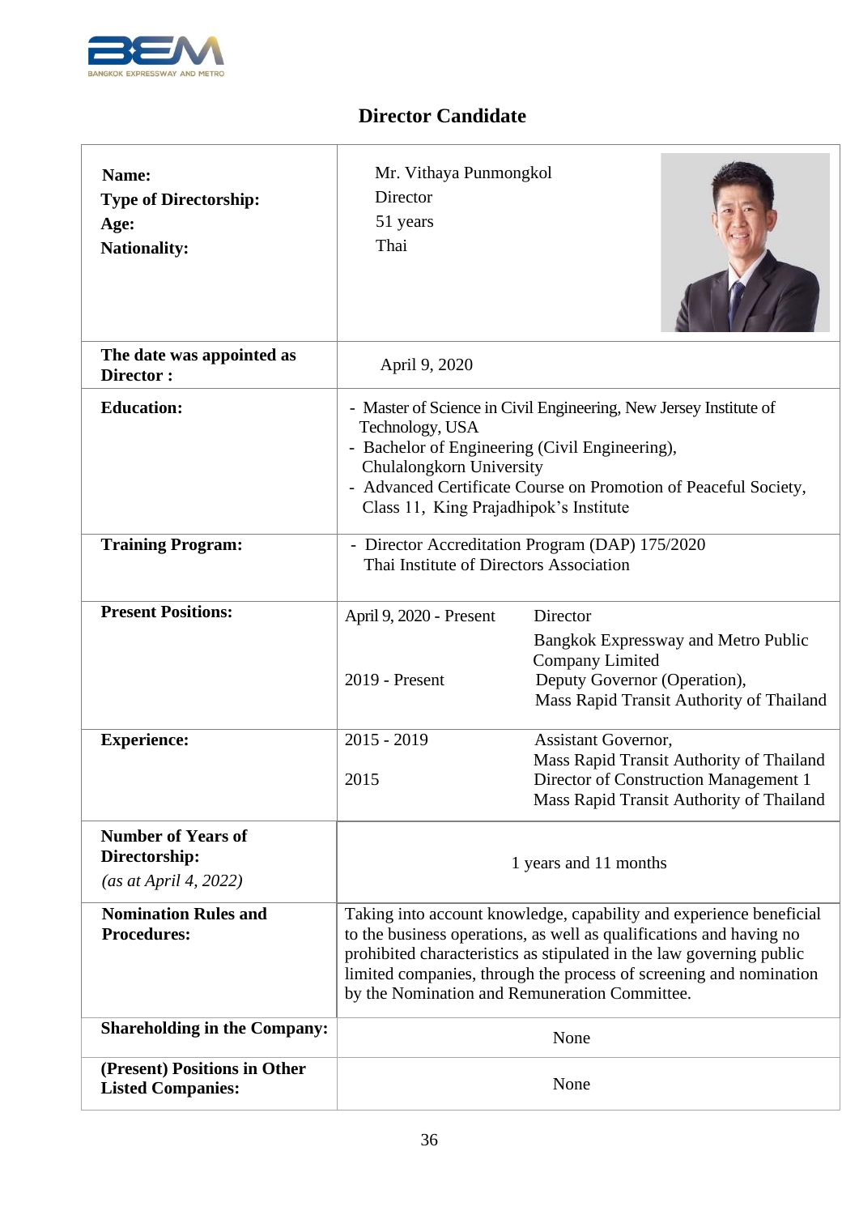## Director Candidate

| | |
|---|---|
| **Name:** | Mr. Vithaya Punmongkol |
| **Type of Directorship:** | Director |
| **Age:** | 51 years |
| **Nationality:** | Thai |
| **The date was appointed as Director :** | April 9, 2020 |
| **Education:** | - Master of Science in Civil Engineering, New Jersey Institute of Technology, USA<br>- Bachelor of Engineering (Civil Engineering), Chulalongkorn University<br>- Advanced Certificate Course on Promotion of Peaceful Society, Class 11, King Prajadhipok's Institute |
| **Training Program:** | - Director Accreditation Program (DAP) 175/2020 Thai Institute of Directors Association |
| **Present Positions:** | April 9, 2020 - Present: Director, Bangkok Expressway and Metro Public Company Limited<br>2019 - Present: Deputy Governor (Operation), Mass Rapid Transit Authority of Thailand |
| **Experience:** | 2015 - 2019: Assistant Governor, Mass Rapid Transit Authority of Thailand<br>2015: Director of Construction Management 1, Mass Rapid Transit Authority of Thailand |
| **Number of Years of Directorship:** *(as at April 4, 2022)* | 1 years and 11 months |
| **Nomination Rules and Procedures:** | Taking into account knowledge, capability and experience beneficial to the business operations, as well as qualifications and having no prohibited characteristics as stipulated in the law governing public limited companies, through the process of screening and nomination by the Nomination and Remuneration Committee. |
| **Shareholding in the Company:** | None |
| **(Present) Positions in Other Listed Companies:** | None |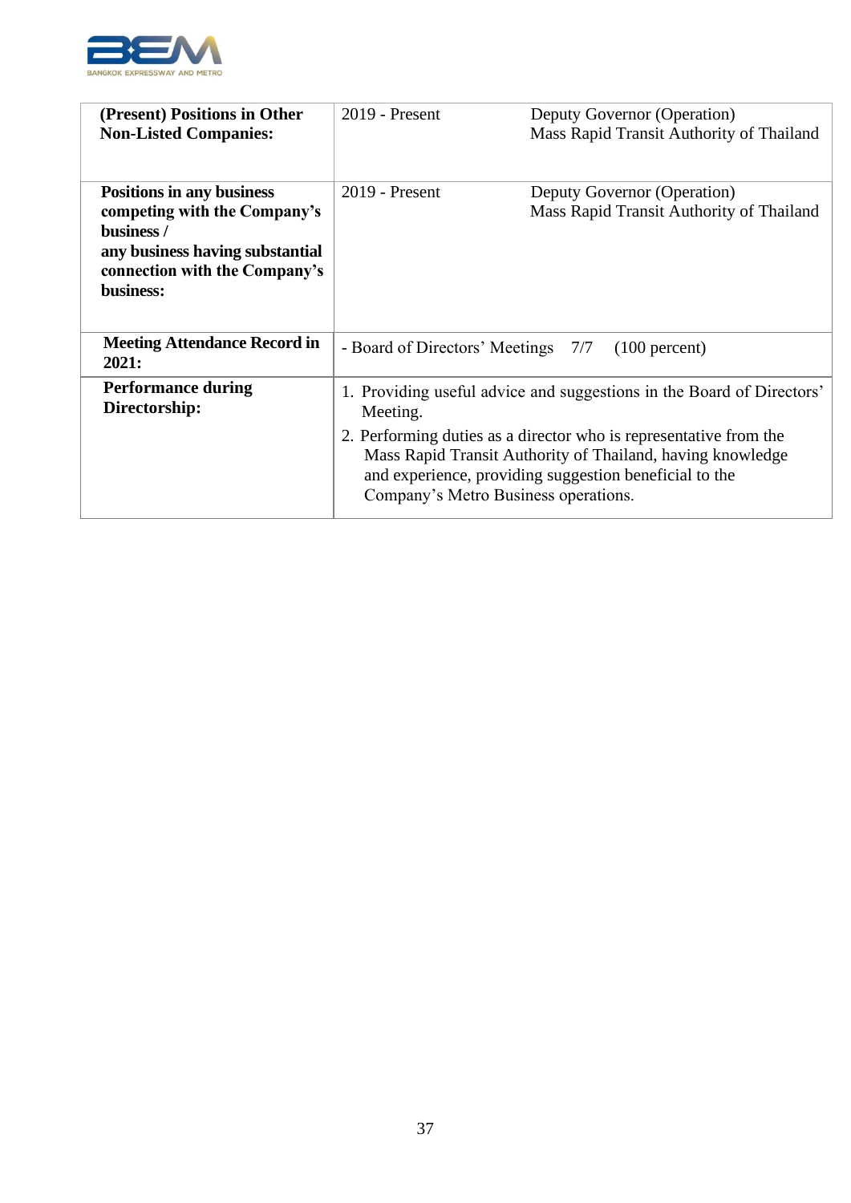| | | |
|---|---|---|
| **(Present) Positions in Other Non-Listed Companies:** | 2019 - Present | Deputy Governor (Operation)<br>Mass Rapid Transit Authority of Thailand |
| **Positions in any business competing with the Company's business /<br>any business having substantial connection with the Company's business:** | 2019 - Present | Deputy Governor (Operation)<br>Mass Rapid Transit Authority of Thailand |
| **Meeting Attendance Record in 2021:** | - Board of Directors' Meetings 7/7 (100 percent) | |
| **Performance during Directorship:** | 1. Providing useful advice and suggestions in the Board of Directors' Meeting.<br>2. Performing duties as a director who is representative from the Mass Rapid Transit Authority of Thailand, having knowledge and experience, providing suggestion beneficial to the Company's Metro Business operations. | |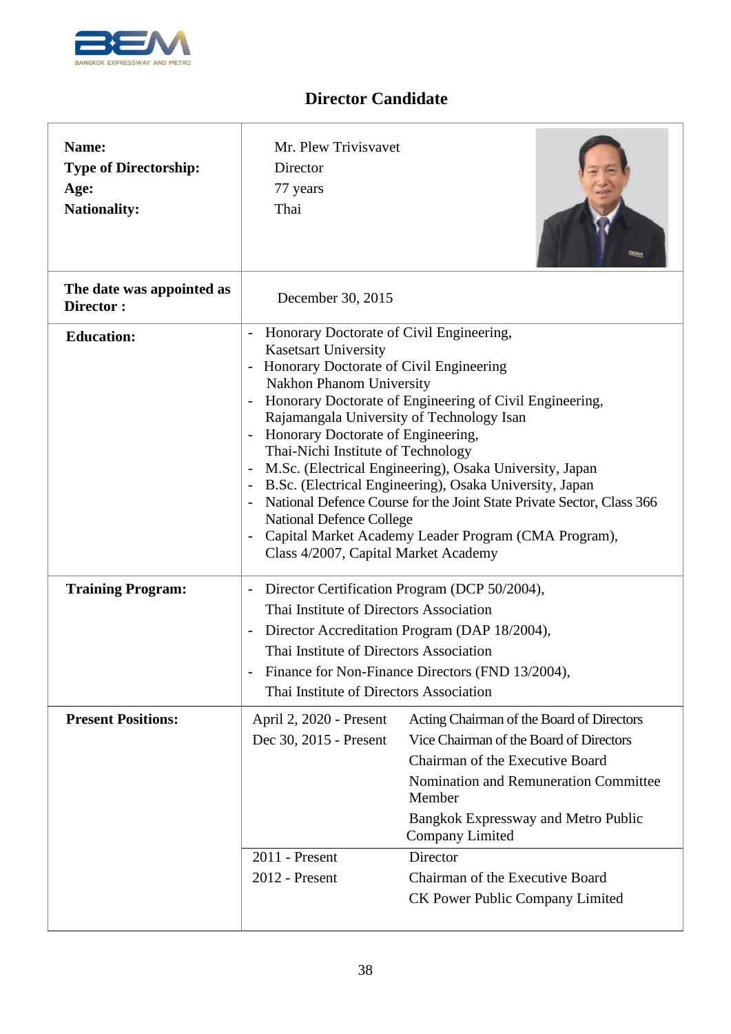# Director Candidate

| | |
|---|---|
| **Name:** | Mr. Plew Trivisvavet |
| **Type of Directorship:** | Director |
| **Age:** | 77 years |
| **Nationality:** | Thai |
| **The date was appointed as Director :** | December 30, 2015 |
| **Education:** | - Honorary Doctorate of Civil Engineering, Kasetsart University<br>- Honorary Doctorate of Civil Engineering Nakhon Phanom University<br>- Honorary Doctorate of Engineering of Civil Engineering, Rajamangala University of Technology Isan<br>- Honorary Doctorate of Engineering, Thai-Nichi Institute of Technology<br>- M.Sc. (Electrical Engineering), Osaka University, Japan<br>- B.Sc. (Electrical Engineering), Osaka University, Japan<br>- National Defence Course for the Joint State Private Sector, Class 366 National Defence College<br>- Capital Market Academy Leader Program (CMA Program), Class 4/2007, Capital Market Academy |
| **Training Program:** | - Director Certification Program (DCP 50/2004), Thai Institute of Directors Association<br>- Director Accreditation Program (DAP 18/2004), Thai Institute of Directors Association<br>- Finance for Non-Finance Directors (FND 13/2004), Thai Institute of Directors Association |
| **Present Positions:** | April 2, 2020 - Present: Acting Chairman of the Board of Directors<br>Dec 30, 2015 - Present: Vice Chairman of the Board of Directors<br>Chairman of the Executive Board<br>Nomination and Remuneration Committee Member<br>Bangkok Expressway and Metro Public Company Limited |
| | 2011 - Present: Director<br>2012 - Present: Chairman of the Executive Board<br>CK Power Public Company Limited |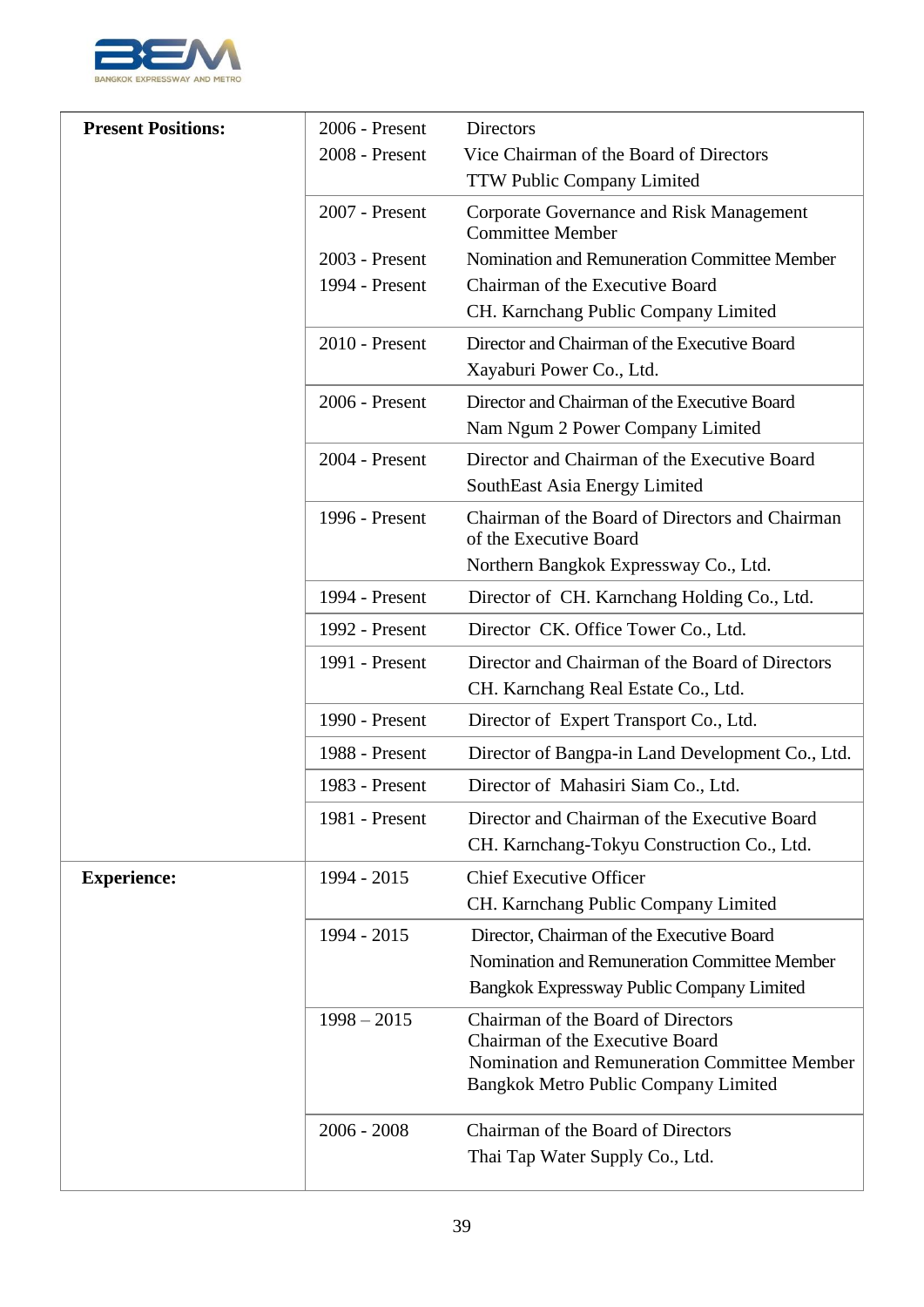| | | |
|---|---|---|
| **Present Positions:** | 2006 - Present<br>2008 - Present | Directors<br>Vice Chairman of the Board of Directors<br>TTW Public Company Limited |
| | 2007 - Present<br><br>2003 - Present<br>1994 - Present | Corporate Governance and Risk Management Committee Member<br>Nomination and Remuneration Committee Member<br>Chairman of the Executive Board<br>CH. Karnchang Public Company Limited |
| | 2010 - Present | Director and Chairman of the Executive Board<br>Xayaburi Power Co., Ltd. |
| | 2006 - Present | Director and Chairman of the Executive Board<br>Nam Ngum 2 Power Company Limited |
| | 2004 - Present | Director and Chairman of the Executive Board<br>SouthEast Asia Energy Limited |
| | 1996 - Present | Chairman of the Board of Directors and Chairman of the Executive Board<br>Northern Bangkok Expressway Co., Ltd. |
| | 1994 - Present | Director of CH. Karnchang Holding Co., Ltd. |
| | 1992 - Present | Director CK. Office Tower Co., Ltd. |
| | 1991 - Present | Director and Chairman of the Board of Directors<br>CH. Karnchang Real Estate Co., Ltd. |
| | 1990 - Present | Director of Expert Transport Co., Ltd. |
| | 1988 - Present | Director of Bangpa-in Land Development Co., Ltd. |
| | 1983 - Present | Director of Mahasiri Siam Co., Ltd. |
| | 1981 - Present | Director and Chairman of the Executive Board<br>CH. Karnchang-Tokyu Construction Co., Ltd. |
| **Experience:** | 1994 - 2015 | Chief Executive Officer<br>CH. Karnchang Public Company Limited |
| | 1994 - 2015 | Director, Chairman of the Executive Board<br>Nomination and Remuneration Committee Member<br>Bangkok Expressway Public Company Limited |
| | 1998 – 2015 | Chairman of the Board of Directors<br>Chairman of the Executive Board<br>Nomination and Remuneration Committee Member<br>Bangkok Metro Public Company Limited |
| | 2006 - 2008 | Chairman of the Board of Directors<br>Thai Tap Water Supply Co., Ltd. |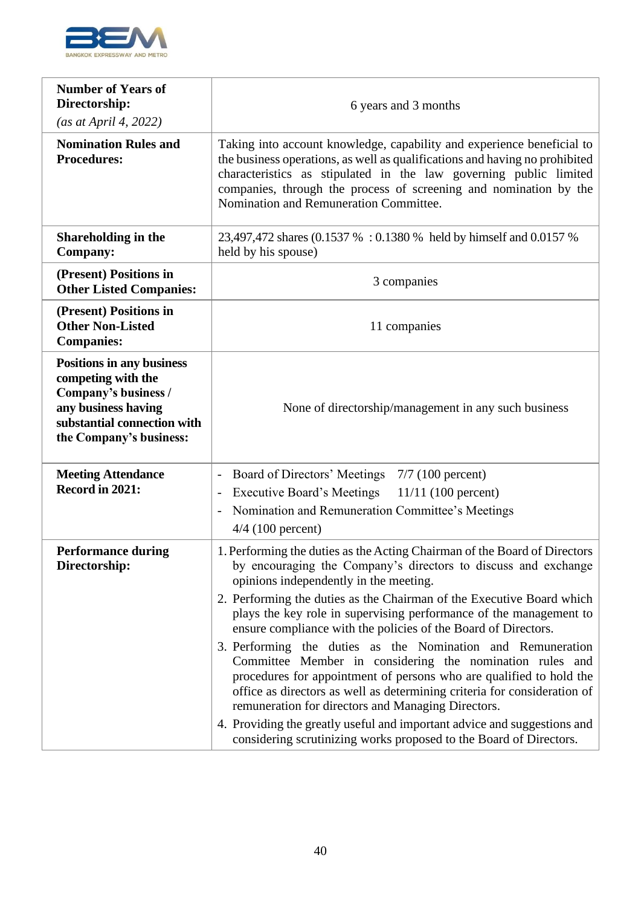| **Number of Years of Directorship:** *(as at April 4, 2022)* | 6 years and 3 months |
|---|---|
| **Nomination Rules and Procedures:** | Taking into account knowledge, capability and experience beneficial to the business operations, as well as qualifications and having no prohibited characteristics as stipulated in the law governing public limited companies, through the process of screening and nomination by the Nomination and Remuneration Committee. |
| **Shareholding in the Company:** | 23,497,472 shares (0.1537 % : 0.1380 % held by himself and 0.0157 % held by his spouse) |
| **(Present) Positions in Other Listed Companies:** | 3 companies |
| **(Present) Positions in Other Non-Listed Companies:** | 11 companies |
| **Positions in any business competing with the Company's business / any business having substantial connection with the Company's business:** | None of directorship/management in any such business |
| **Meeting Attendance Record in 2021:** | - Board of Directors' Meetings 7/7 (100 percent)<br>- Executive Board's Meetings 11/11 (100 percent)<br>- Nomination and Remuneration Committee's Meetings 4/4 (100 percent) |
| **Performance during Directorship:** | 1. Performing the duties as the Acting Chairman of the Board of Directors by encouraging the Company's directors to discuss and exchange opinions independently in the meeting.<br>2. Performing the duties as the Chairman of the Executive Board which plays the key role in supervising performance of the management to ensure compliance with the policies of the Board of Directors.<br>3. Performing the duties as the Nomination and Remuneration Committee Member in considering the nomination rules and procedures for appointment of persons who are qualified to hold the office as directors as well as determining criteria for consideration of remuneration for directors and Managing Directors.<br>4. Providing the greatly useful and important advice and suggestions and considering scrutinizing works proposed to the Board of Directors. |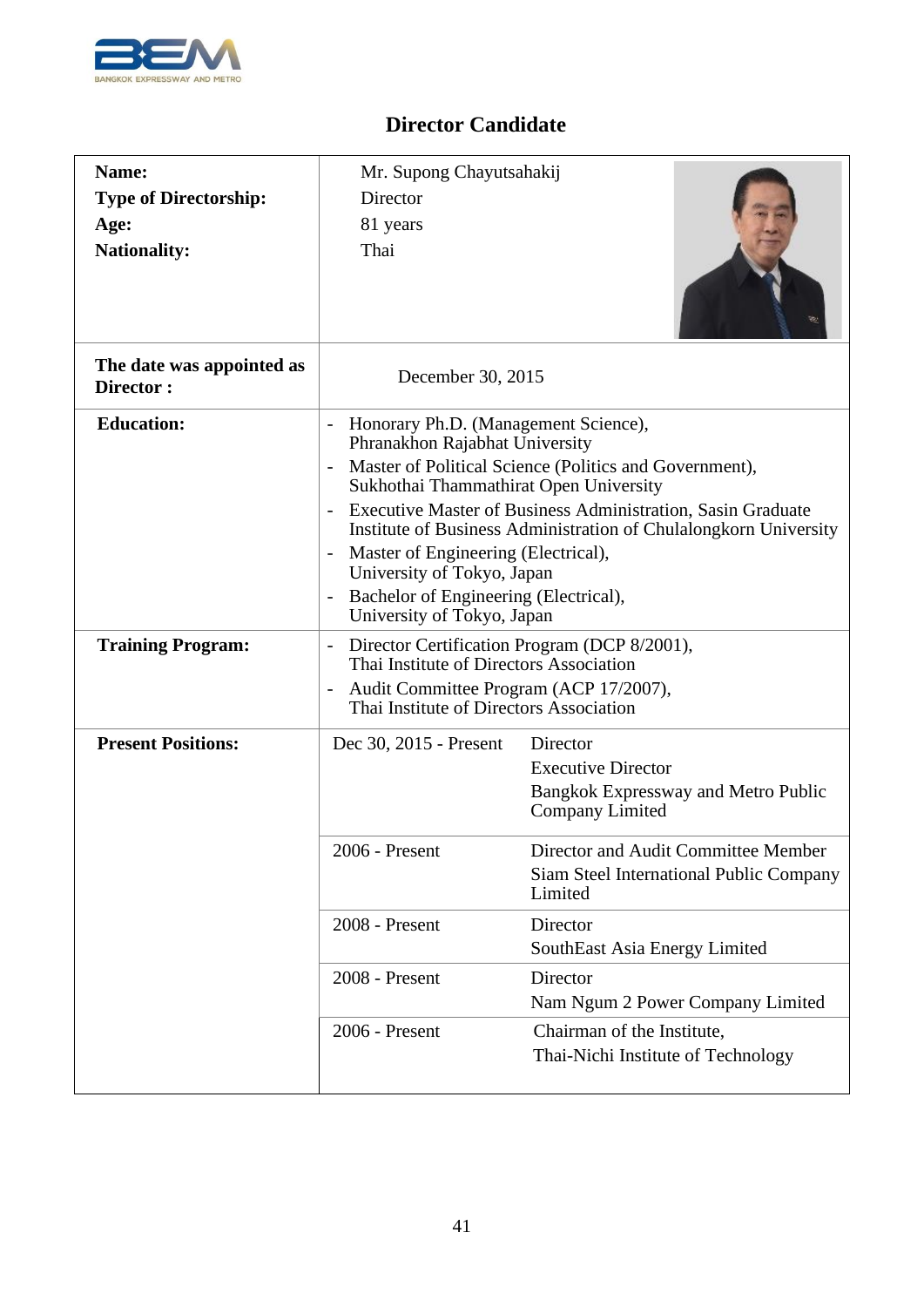## Director Candidate

| | |
|---|---|
| **Name:** | Mr. Supong Chayutsahakij |
| **Type of Directorship:** | Director |
| **Age:** | 81 years |
| **Nationality:** | Thai |
| **The date was appointed as Director :** | December 30, 2015 |
| **Education:** | - Honorary Ph.D. (Management Science), Phranakhon Rajabhat University<br>- Master of Political Science (Politics and Government), Sukhothai Thammathirat Open University<br>- Executive Master of Business Administration, Sasin Graduate Institute of Business Administration of Chulalongkorn University<br>- Master of Engineering (Electrical), University of Tokyo, Japan<br>- Bachelor of Engineering (Electrical), University of Tokyo, Japan |
| **Training Program:** | - Director Certification Program (DCP 8/2001), Thai Institute of Directors Association<br>- Audit Committee Program (ACP 17/2007), Thai Institute of Directors Association |

**Present Positions:**

| Period | Position |
|---|---|
| Dec 30, 2015 - Present | Director<br>Executive Director<br>Bangkok Expressway and Metro Public Company Limited |
| 2006 - Present | Director and Audit Committee Member<br>Siam Steel International Public Company Limited |
| 2008 - Present | Director<br>SouthEast Asia Energy Limited |
| 2008 - Present | Director<br>Nam Ngum 2 Power Company Limited |
| 2006 - Present | Chairman of the Institute,<br>Thai-Nichi Institute of Technology |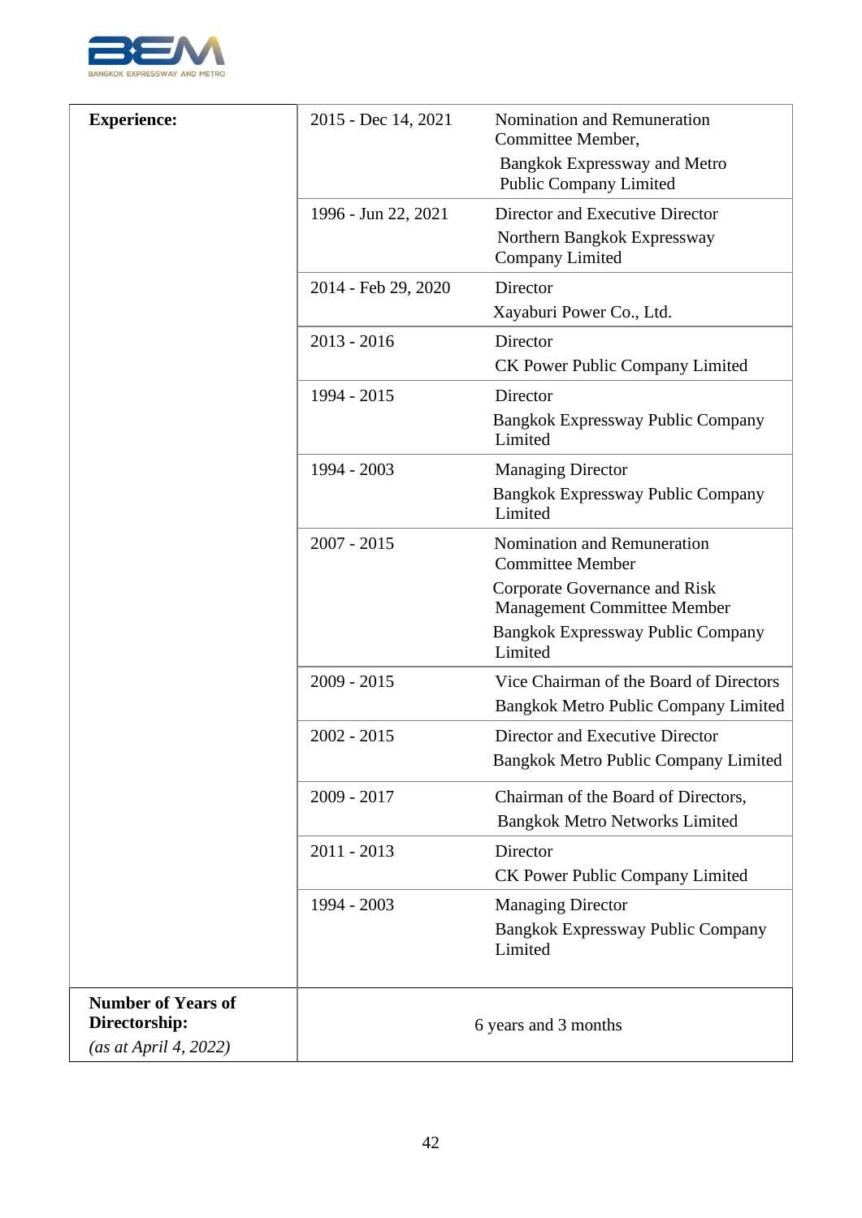| | | |
|---|---|---|
| **Experience:** | 2015 - Dec 14, 2021 | Nomination and Remuneration Committee Member, Bangkok Expressway and Metro Public Company Limited |
| | 1996 - Jun 22, 2021 | Director and Executive Director Northern Bangkok Expressway Company Limited |
| | 2014 - Feb 29, 2020 | Director Xayaburi Power Co., Ltd. |
| | 2013 - 2016 | Director CK Power Public Company Limited |
| | 1994 - 2015 | Director Bangkok Expressway Public Company Limited |
| | 1994 - 2003 | Managing Director Bangkok Expressway Public Company Limited |
| | 2007 - 2015 | Nomination and Remuneration Committee Member Corporate Governance and Risk Management Committee Member Bangkok Expressway Public Company Limited |
| | 2009 - 2015 | Vice Chairman of the Board of Directors Bangkok Metro Public Company Limited |
| | 2002 - 2015 | Director and Executive Director Bangkok Metro Public Company Limited |
| | 2009 - 2017 | Chairman of the Board of Directors, Bangkok Metro Networks Limited |
| | 2011 - 2013 | Director CK Power Public Company Limited |
| | 1994 - 2003 | Managing Director Bangkok Expressway Public Company Limited |
| **Number of Years of Directorship:** *(as at April 4, 2022)* | 6 years and 3 months | |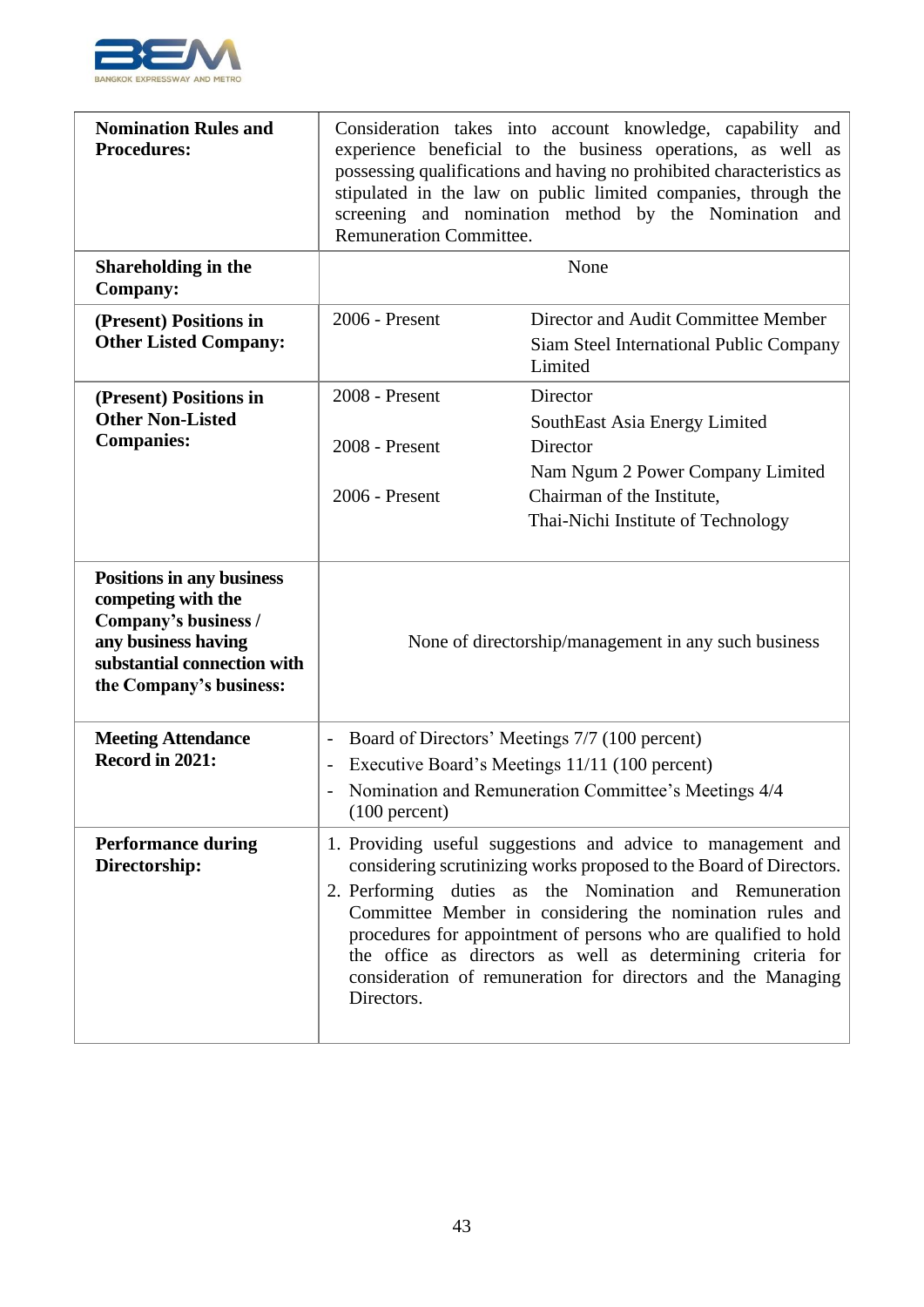| | |
|---|---|
| **Nomination Rules and Procedures:** | Consideration takes into account knowledge, capability and experience beneficial to the business operations, as well as possessing qualifications and having no prohibited characteristics as stipulated in the law on public limited companies, through the screening and nomination method by the Nomination and Remuneration Committee. |
| **Shareholding in the Company:** | None |
| **(Present) Positions in Other Listed Company:** | 2006 - Present: Director and Audit Committee Member, Siam Steel International Public Company Limited |
| **(Present) Positions in Other Non-Listed Companies:** | 2008 - Present: Director, SouthEast Asia Energy Limited<br>2008 - Present: Director, Nam Ngum 2 Power Company Limited<br>2006 - Present: Chairman of the Institute, Thai-Nichi Institute of Technology |
| **Positions in any business competing with the Company's business / any business having substantial connection with the Company's business:** | None of directorship/management in any such business |
| **Meeting Attendance Record in 2021:** | - Board of Directors' Meetings 7/7 (100 percent)<br>- Executive Board's Meetings 11/11 (100 percent)<br>- Nomination and Remuneration Committee's Meetings 4/4 (100 percent) |
| **Performance during Directorship:** | 1. Providing useful suggestions and advice to management and considering scrutinizing works proposed to the Board of Directors.<br>2. Performing duties as the Nomination and Remuneration Committee Member in considering the nomination rules and procedures for appointment of persons who are qualified to hold the office as directors as well as determining criteria for consideration of remuneration for directors and the Managing Directors. |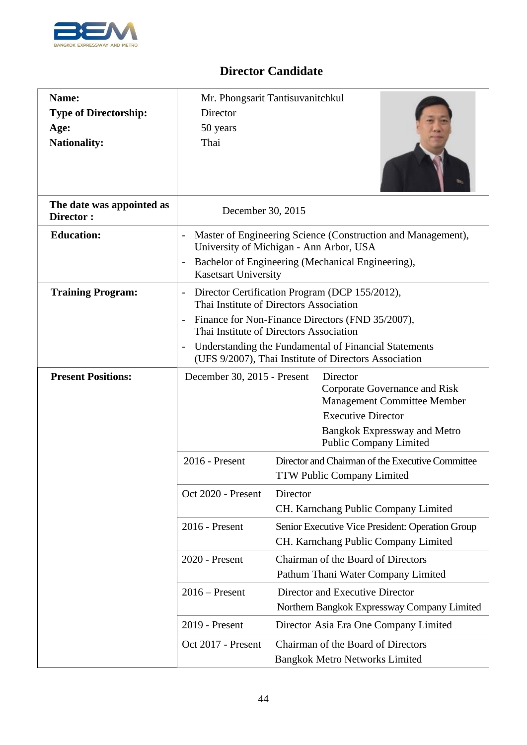# Director Candidate

| | |
|---|---|
| **Name:** | Mr. Phongsarit Tantisuvanitchkul |
| **Type of Directorship:** | Director |
| **Age:** | 50 years |
| **Nationality:** | Thai |
| **The date was appointed as Director :** | December 30, 2015 |
| **Education:** | - Master of Engineering Science (Construction and Management), University of Michigan - Ann Arbor, USA<br>- Bachelor of Engineering (Mechanical Engineering), Kasetsart University |
| **Training Program:** | - Director Certification Program (DCP 155/2012), Thai Institute of Directors Association<br>- Finance for Non-Directors (FND 35/2007), Thai Institute of Directors Association<br>- Understanding the Fundamental of Financial Statements (UFS 9/2007), Thai Institute of Directors Association |

| **Present Positions:** | | |
|---|---|---|
| | December 30, 2015 - Present | Director<br>Corporate Governance and Risk Management Committee Member<br>Executive Director<br>Bangkok Expressway and Metro Public Company Limited |
| | 2016 - Present | Director and Chairman of the Executive Committee<br>TTW Public Company Limited |
| | Oct 2020 - Present | Director<br>CH. Karnchang Public Company Limited |
| | 2016 - Present | Senior Executive Vice President: Operation Group<br>CH. Karnchang Public Company Limited |
| | 2020 - Present | Chairman of the Board of Directors<br>Pathum Thani Water Company Limited |
| | 2016 – Present | Director and Executive Director<br>Northern Bangkok Expressway Company Limited |
| | 2019 - Present | Director Asia Era One Company Limited |
| | Oct 2017 - Present | Chairman of the Board of Directors<br>Bangkok Metro Networks Limited |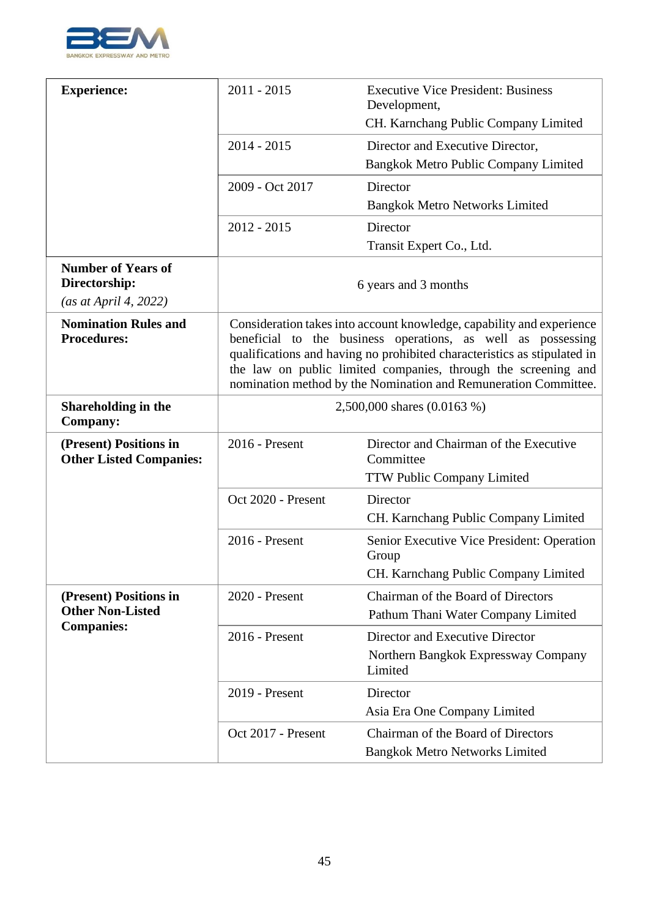| | | |
|---|---|---|
| **Experience:** | 2011 - 2015 | Executive Vice President: Business Development,<br>CH. Karnchang Public Company Limited |
| | 2014 - 2015 | Director and Executive Director,<br>Bangkok Metro Public Company Limited |
| | 2009 - Oct 2017 | Director<br>Bangkok Metro Networks Limited |
| | 2012 - 2015 | Director<br>Transit Expert Co., Ltd. |
| **Number of Years of Directorship:**<br>*(as at April 4, 2022)* | 6 years and 3 months | |
| **Nomination Rules and Procedures:** | Consideration takes into account knowledge, capability and experience beneficial to the business operations, as well as possessing qualifications and having no prohibited characteristics as stipulated in the law on public limited companies, through the screening and nomination method by the Nomination and Remuneration Committee. | |
| **Shareholding in the Company:** | 2,500,000 shares (0.0163 %) | |
| **(Present) Positions in Other Listed Companies:** | 2016 - Present | Director and Chairman of the Executive Committee<br>TTW Public Company Limited |
| | Oct 2020 - Present | Director<br>CH. Karnchang Public Company Limited |
| | 2016 - Present | Senior Executive Vice President: Operation Group<br>CH. Karnchang Public Company Limited |
| **(Present) Positions in Other Non-Listed Companies:** | 2020 - Present | Chairman of the Board of Directors<br>Pathum Thani Water Company Limited |
| | 2016 - Present | Director and Executive Director<br>Northern Bangkok Expressway Company Limited |
| | 2019 - Present | Director<br>Asia Era One Company Limited |
| | Oct 2017 - Present | Chairman of the Board of Directors<br>Bangkok Metro Networks Limited |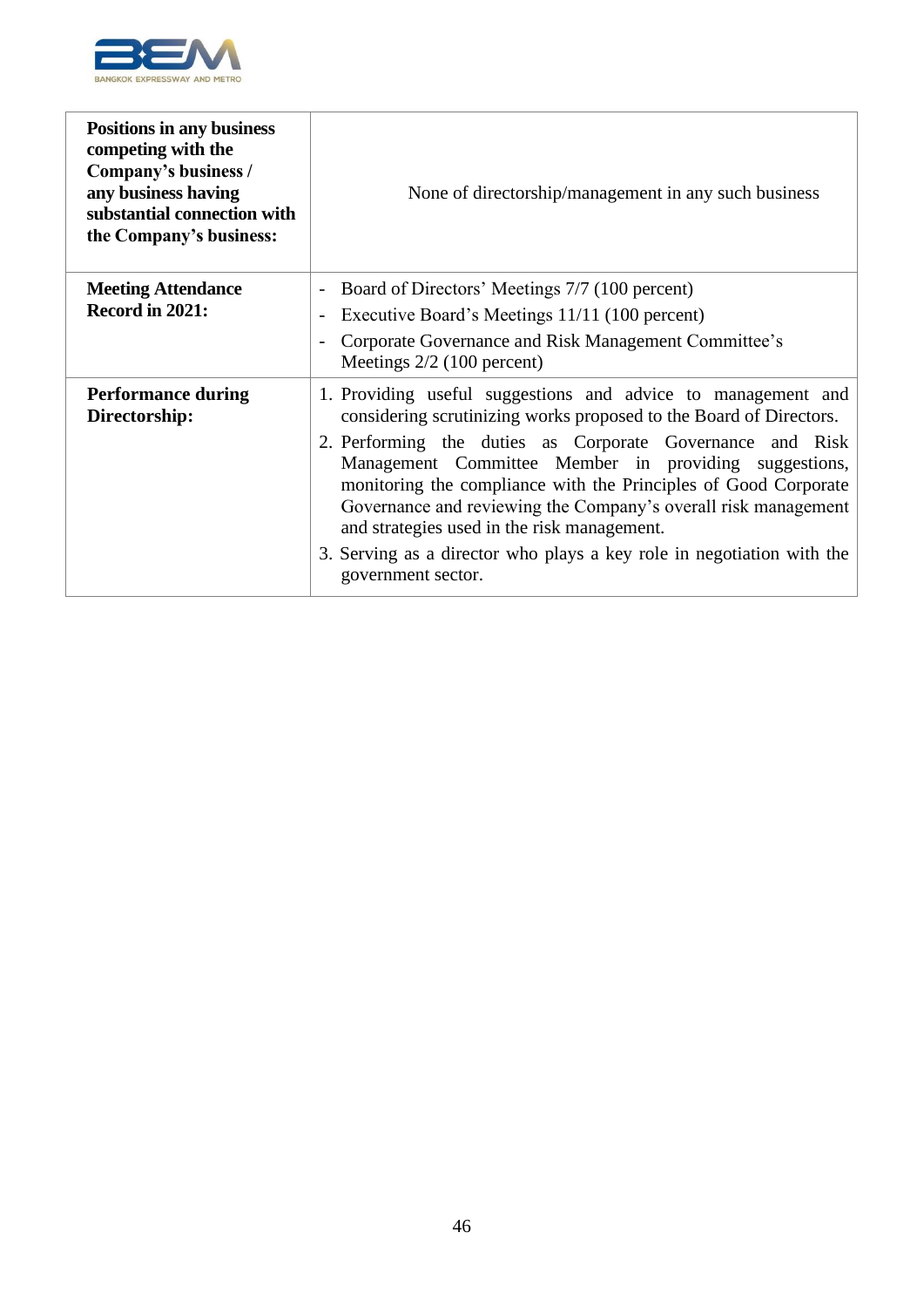| | |
|---|---|
| **Positions in any business competing with the Company's business / any business having substantial connection with the Company's business:** | None of directorship/management in any such business |
| **Meeting Attendance Record in 2021:** | - Board of Directors' Meetings 7/7 (100 percent)<br>- Executive Board's Meetings 11/11 (100 percent)<br>- Corporate Governance and Risk Management Committee's Meetings 2/2 (100 percent) |
| **Performance during Directorship:** | 1. Providing useful suggestions and advice to management and considering scrutinizing works proposed to the Board of Directors.<br>2. Performing the duties as Corporate Governance and Risk Management Committee Member in providing suggestions, monitoring the compliance with the Principles of Good Corporate Governance and reviewing the Company's overall risk management and strategies used in the risk management.<br>3. Serving as a director who plays a key role in negotiation with the government sector. |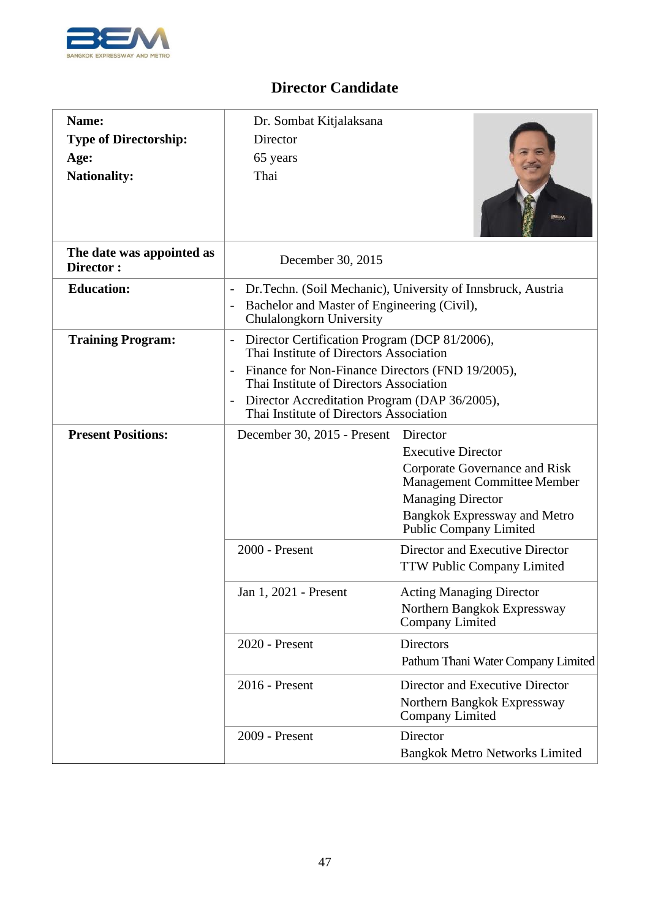# Director Candidate

| | |
|---|---|
| **Name:** | Dr. Sombat Kitjalaksana |
| **Type of Directorship:** | Director |
| **Age:** | 65 years |
| **Nationality:** | Thai |
| **The date was appointed as Director :** | December 30, 2015 |
| **Education:** | - Dr.Techn. (Soil Mechanic), University of Innsbruck, Austria<br>- Bachelor and Master of Engineering (Civil), Chulalongkorn University |
| **Training Program:** | - Director Certification Program (DCP 81/2006), Thai Institute of Directors Association<br>- Finance for Non-Finance Directors (FND 19/2005), Thai Institute of Directors Association<br>- Director Accreditation Program (DAP 36/2005), Thai Institute of Directors Association |

| **Present Positions:** | | |
|---|---|---|
| | December 30, 2015 - Present | Director<br>Executive Director<br>Corporate Governance and Risk Management Committee Member<br>Managing Director<br>Bangkok Expressway and Metro Public Company Limited |
| | 2000 - Present | Director and Executive Director<br>TTW Public Company Limited |
| | Jan 1, 2021 - Present | Acting Managing Director<br>Northern Bangkok Expressway Company Limited |
| | 2020 - Present | Directors<br>Pathum Thani Water Company Limited |
| | 2016 - Present | Director and Executive Director<br>Northern Bangkok Expressway Company Limited |
| | 2009 - Present | Director<br>Bangkok Metro Networks Limited |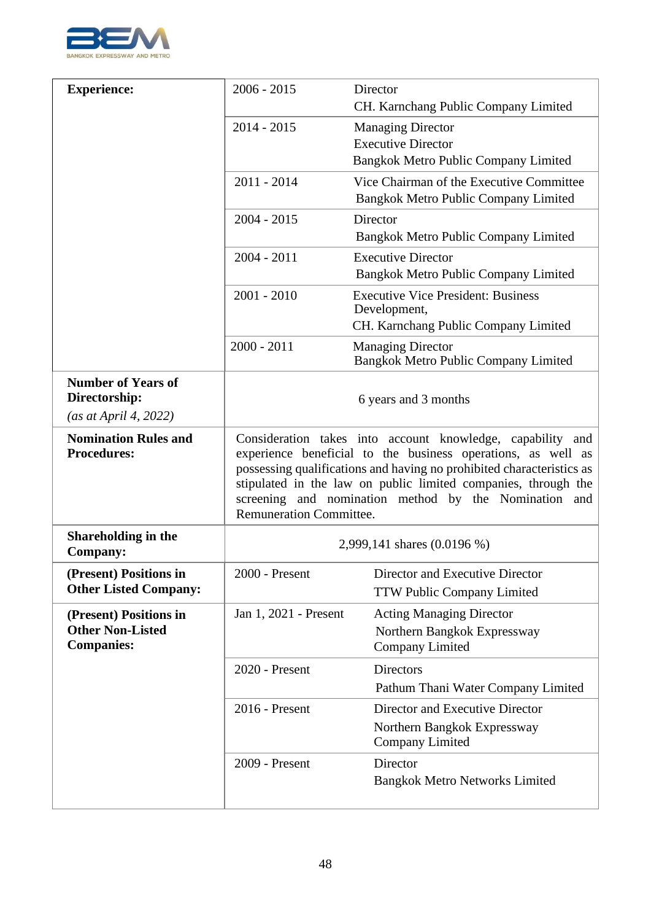| | | |
|---|---|---|
| **Experience:** | 2006 - 2015 | Director<br>CH. Karnchang Public Company Limited |
| | 2014 - 2015 | Managing Director<br>Executive Director<br>Bangkok Metro Public Company Limited |
| | 2011 - 2014 | Vice Chairman of the Executive Committee<br>Bangkok Metro Public Company Limited |
| | 2004 - 2015 | Director<br>Bangkok Metro Public Company Limited |
| | 2004 - 2011 | Executive Director<br>Bangkok Metro Public Company Limited |
| | 2001 - 2010 | Executive Vice President: Business Development,<br>CH. Karnchang Public Company Limited |
| | 2000 - 2011 | Managing Director<br>Bangkok Metro Public Company Limited |
| **Number of Years of Directorship:**<br>*(as at April 4, 2022)* | 6 years and 3 months | |
| **Nomination Rules and Procedures:** | Consideration takes into account knowledge, capability and experience beneficial to the business operations, as well as possessing qualifications and having no prohibited characteristics as stipulated in the law on public limited companies, through the screening and nomination method by the Nomination and Remuneration Committee. | |
| **Shareholding in the Company:** | 2,999,141 shares (0.0196 %) | |
| **(Present) Positions in Other Listed Company:** | 2000 - Present | Director and Executive Director<br>TTW Public Company Limited |
| **(Present) Positions in Other Non-Listed Companies:** | Jan 1, 2021 - Present | Acting Managing Director<br>Northern Bangkok Expressway Company Limited |
| | 2020 - Present | Directors<br>Pathum Thani Water Company Limited |
| | 2016 - Present | Director and Executive Director<br>Northern Bangkok Expressway Company Limited |
| | 2009 - Present | Director<br>Bangkok Metro Networks Limited |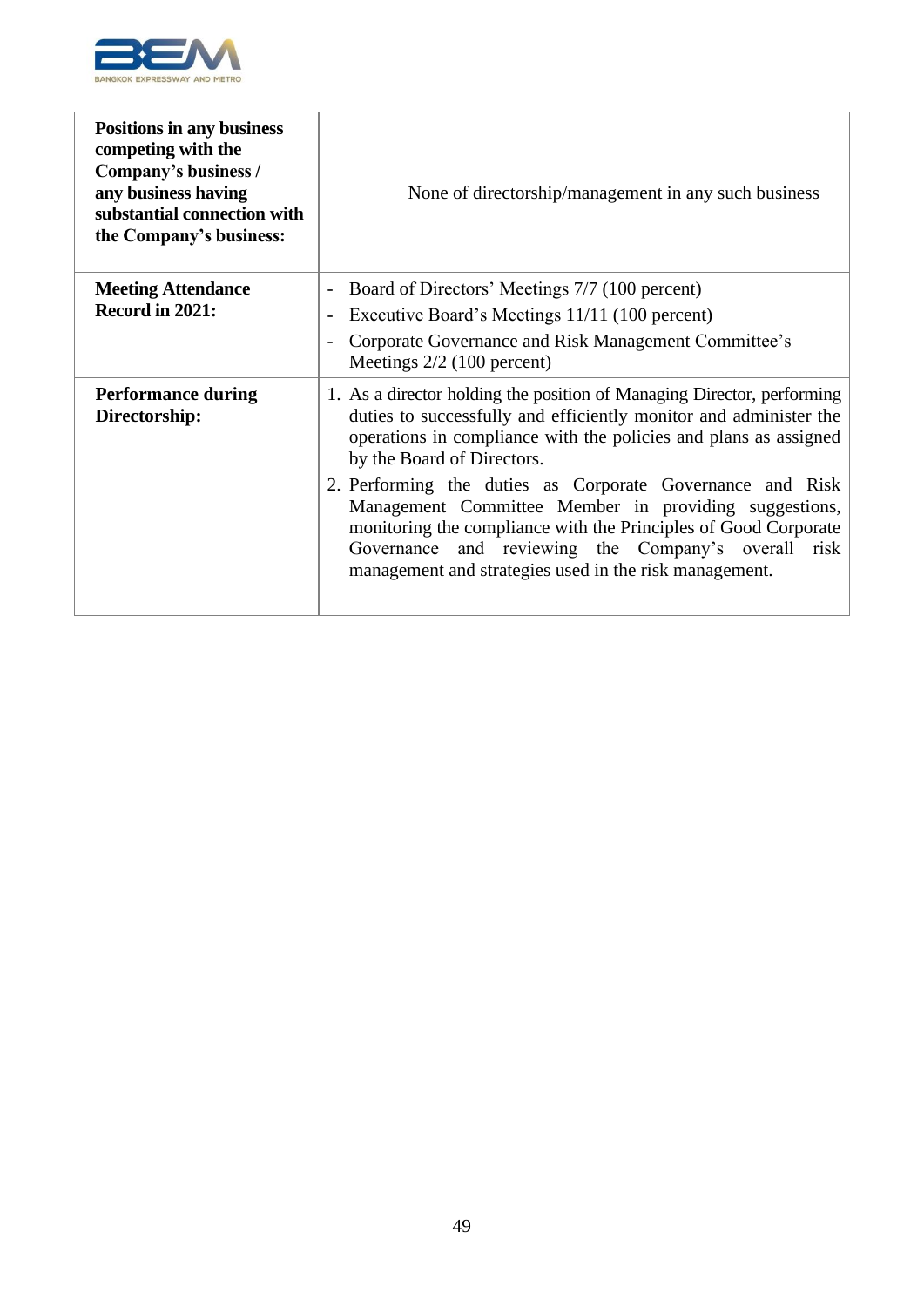| | |
|---|---|
| **Positions in any business competing with the Company's business / any business having substantial connection with the Company's business:** | None of directorship/management in any such business |
| **Meeting Attendance Record in 2021:** | - Board of Directors' Meetings 7/7 (100 percent)<br>- Executive Board's Meetings 11/11 (100 percent)<br>- Corporate Governance and Risk Management Committee's Meetings 2/2 (100 percent) |
| **Performance during Directorship:** | 1. As a director holding the position of Managing Director, performing duties to successfully and efficiently monitor and administer the operations in compliance with the policies and plans as assigned by the Board of Directors.<br>2. Performing the duties as Corporate Governance and Risk Management Committee Member in providing suggestions, monitoring the compliance with the Principles of Good Corporate Governance and reviewing the Company's overall risk management and strategies used in the risk management. |